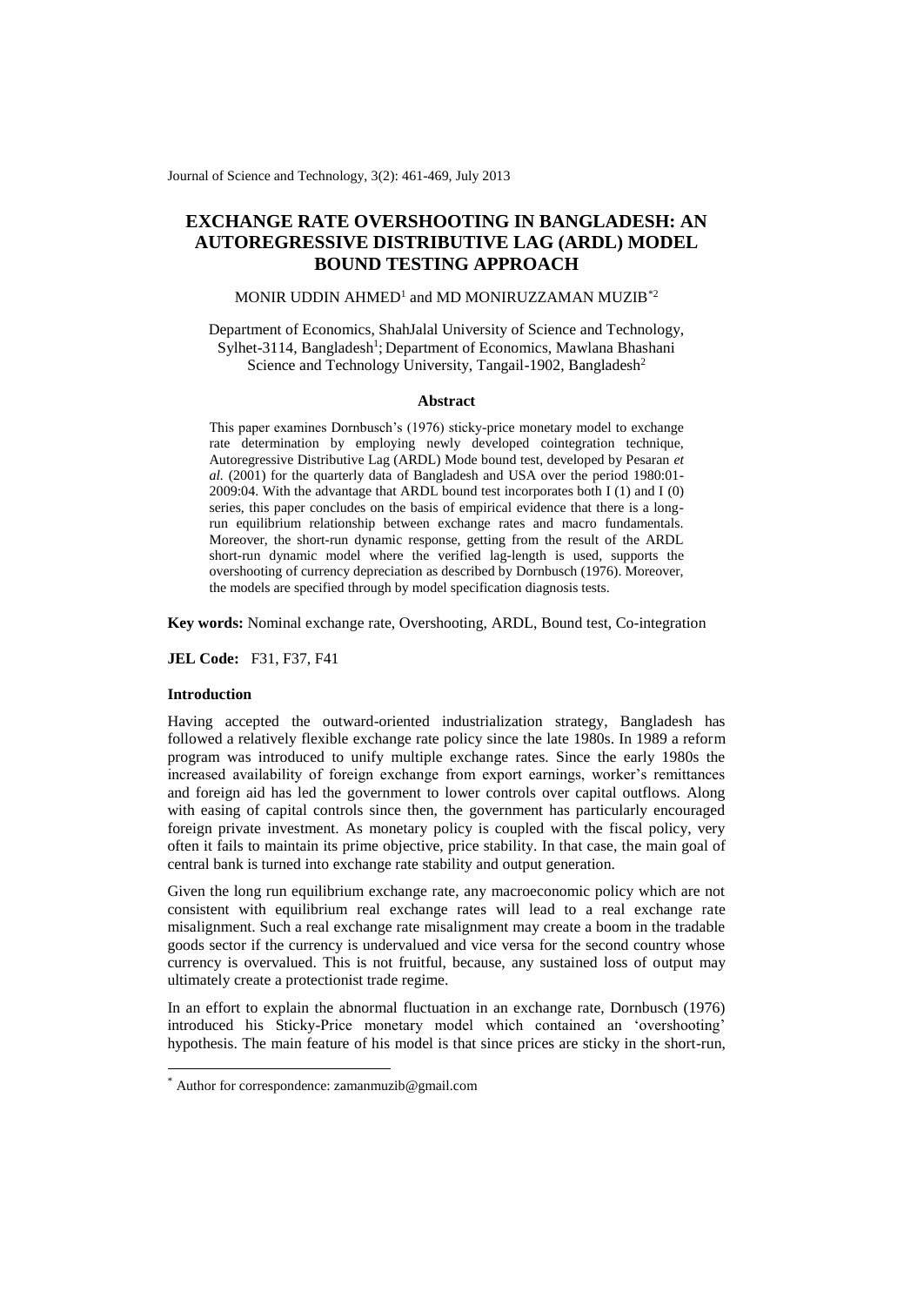# EXCHANGE RATE OVERSHOOTING IN BANGLADESH: AN AUTOREGRESSIVE DISTRIBUTIVE LAG (ARDL) MODEL BOUND TESTING APPROACH

MONIR UDDIN AHMED[1] and MD MONIRUZZAMAN MUZIB[*2]

Department of Economics, ShahJalal University of Science and Technology, Sylhet-3114, Bangladesh[1]; Department of Economics, Mawlana Bhashani Science and Technology University, Tangail-1902, Bangladesh[2]

## Abstract

This paper examines Dornbusch's (1976) sticky-price monetary model to exchange rate determination by employing newly developed cointegration technique, Autoregressive Distributive Lag (ARDL) Mode bound test, developed by Pesaran *et al.* (2001) for the quarterly data of Bangladesh and USA over the period 1980:01-2009:04. With the advantage that ARDL bound test incorporates both I (1) and I (0) series, this paper concludes on the basis of empirical evidence that there is a long-run equilibrium relationship between exchange rates and macro fundamentals. Moreover, the short-run dynamic response, getting from the result of the ARDL short-run dynamic model where the verified lag-length is used, supports the overshooting of currency depreciation as described by Dornbusch (1976). Moreover, the models are specified through by model specification diagnosis tests.

**Key words:** Nominal exchange rate, Overshooting, ARDL, Bound test, Co-integration

**JEL Code:** F31, F37, F41

### Introduction

Having accepted the outward-oriented industrialization strategy, Bangladesh has followed a relatively flexible exchange rate policy since the late 1980s. In 1989 a reform program was introduced to unify multiple exchange rates. Since the early 1980s the increased availability of foreign exchange from export earnings, worker's remittances and foreign aid has led the government to lower controls over capital outflows. Along with easing of capital controls since then, the government has particularly encouraged foreign private investment. As monetary policy is coupled with the fiscal policy, very often it fails to maintain its prime objective, price stability. In that case, the main goal of central bank is turned into exchange rate stability and output generation.

Given the long run equilibrium exchange rate, any macroeconomic policy which are not consistent with equilibrium real exchange rates will lead to a real exchange rate misalignment. Such a real exchange rate misalignment may create a boom in the tradable goods sector if the currency is undervalued and vice versa for the second country whose currency is overvalued. This is not fruitful, because, any sustained loss of output may ultimately create a protectionist trade regime.

In an effort to explain the abnormal fluctuation in an exchange rate, Dornbusch (1976) introduced his Sticky-Price monetary model which contained an 'overshooting' hypothesis. The main feature of his model is that since prices are sticky in the short-run,

[*] Author for correspondence: zamanmuzib@gmail.com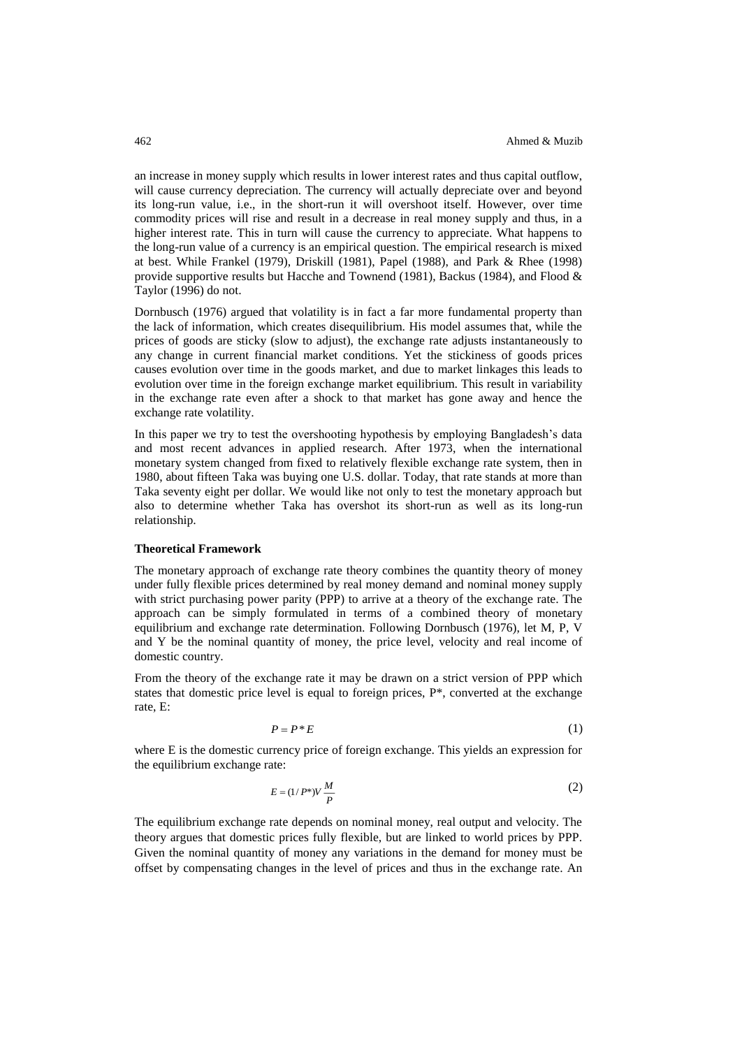an increase in money supply which results in lower interest rates and thus capital outflow, will cause currency depreciation. The currency will actually depreciate over and beyond its long-run value, i.e., in the short-run it will overshoot itself. However, over time commodity prices will rise and result in a decrease in real money supply and thus, in a higher interest rate. This in turn will cause the currency to appreciate. What happens to the long-run value of a currency is an empirical question. The empirical research is mixed at best. While Frankel (1979), Driskill (1981), Papel (1988), and Park & Rhee (1998) provide supportive results but Hacche and Townend (1981), Backus (1984), and Flood & Taylor (1996) do not.

Dornbusch (1976) argued that volatility is in fact a far more fundamental property than the lack of information, which creates disequilibrium. His model assumes that, while the prices of goods are sticky (slow to adjust), the exchange rate adjusts instantaneously to any change in current financial market conditions. Yet the stickiness of goods prices causes evolution over time in the goods market, and due to market linkages this leads to evolution over time in the foreign exchange market equilibrium. This result in variability in the exchange rate even after a shock to that market has gone away and hence the exchange rate volatility.

In this paper we try to test the overshooting hypothesis by employing Bangladesh's data and most recent advances in applied research. After 1973, when the international monetary system changed from fixed to relatively flexible exchange rate system, then in 1980, about fifteen Taka was buying one U.S. dollar. Today, that rate stands at more than Taka seventy eight per dollar. We would like not only to test the monetary approach but also to determine whether Taka has overshot its short-run as well as its long-run relationship.

**Theoretical Framework**

The monetary approach of exchange rate theory combines the quantity theory of money under fully flexible prices determined by real money demand and nominal money supply with strict purchasing power parity (PPP) to arrive at a theory of the exchange rate. The approach can be simply formulated in terms of a combined theory of monetary equilibrium and exchange rate determination. Following Dornbusch (1976), let M, P, V and Y be the nominal quantity of money, the price level, velocity and real income of domestic country.

From the theory of the exchange rate it may be drawn on a strict version of PPP which states that domestic price level is equal to foreign prices, $P^*$, converted at the exchange rate, E:

$$P = P^* E \tag{1}$$

where E is the domestic currency price of foreign exchange. This yields an expression for the equilibrium exchange rate:

$$E = (1/P^*)V\frac{M}{P} \tag{2}$$

The equilibrium exchange rate depends on nominal money, real output and velocity. The theory argues that domestic prices fully flexible, but are linked to world prices by PPP. Given the nominal quantity of money any variations in the demand for money must be offset by compensating changes in the level of prices and thus in the exchange rate. An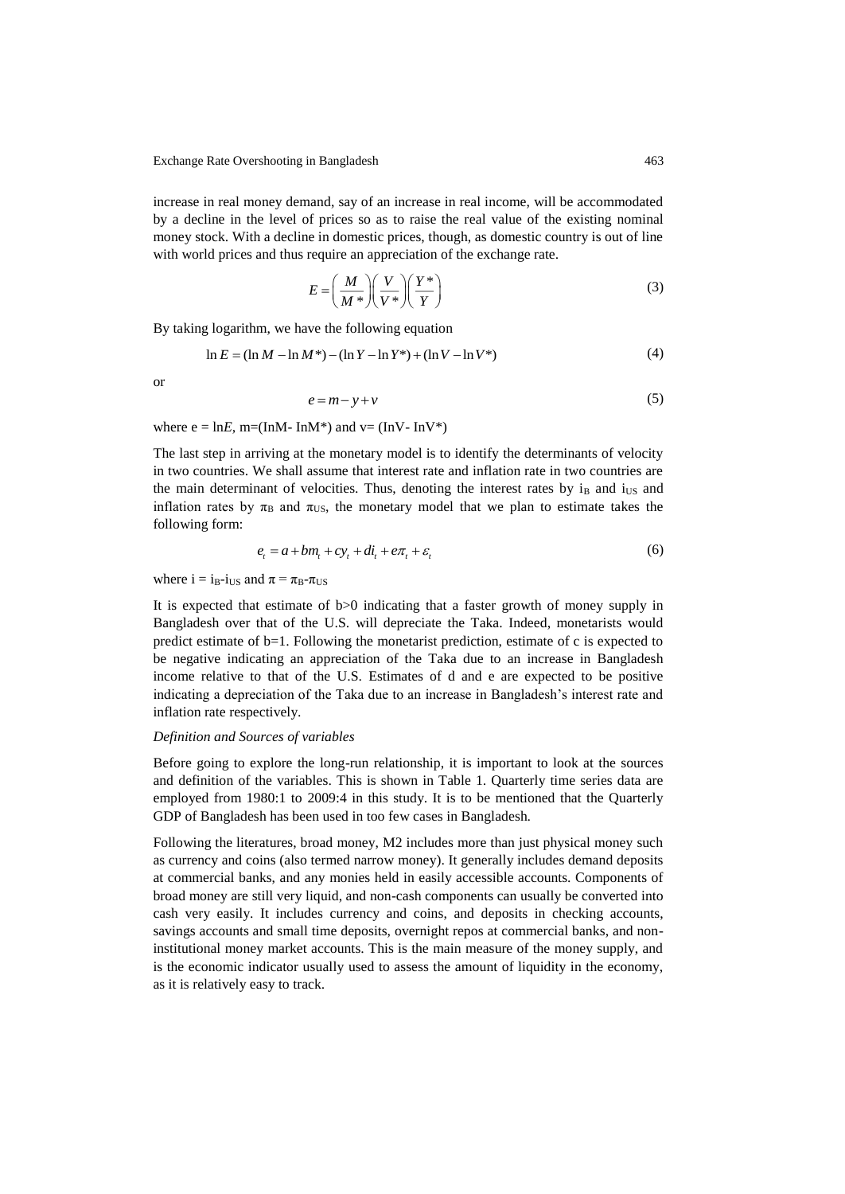increase in real money demand, say of an increase in real income, will be accommodated by a decline in the level of prices so as to raise the real value of the existing nominal money stock. With a decline in domestic prices, though, as domestic country is out of line with world prices and thus require an appreciation of the exchange rate.

$$E = \left(\frac{M}{M^*}\right)\left(\frac{V}{V^*}\right)\left(\frac{Y^*}{Y}\right) \tag{3}$$

By taking logarithm, we have the following equation

$$\ln E = (\ln M - \ln M^*) - (\ln Y - \ln Y^*) + (\ln V - \ln V^*) \tag{4}$$

or

$$e = m - y + v \tag{5}$$

where e = ln*E*, m=(InM- InM*) and v= (InV- InV*)

The last step in arriving at the monetary model is to identify the determinants of velocity in two countries. We shall assume that interest rate and inflation rate in two countries are the main determinant of velocities. Thus, denoting the interest rates by $i_B$ and $i_{US}$ and inflation rates by $\pi_B$ and $\pi_{US}$, the monetary model that we plan to estimate takes the following form:

$$e_t = a + bm_t + cy_t + di_t + e\pi_t + \varepsilon_t \tag{6}$$

where $i = i_B - i_{US}$ and $\pi = \pi_B - \pi_{US}$

It is expected that estimate of b>0 indicating that a faster growth of money supply in Bangladesh over that of the U.S. will depreciate the Taka. Indeed, monetarists would predict estimate of b=1. Following the monetarist prediction, estimate of c is expected to be negative indicating an appreciation of the Taka due to an increase in Bangladesh income relative to that of the U.S. Estimates of d and e are expected to be positive indicating a depreciation of the Taka due to an increase in Bangladesh's interest rate and inflation rate respectively.

*Definition and Sources of variables*

Before going to explore the long-run relationship, it is important to look at the sources and definition of the variables. This is shown in Table 1. Quarterly time series data are employed from 1980:1 to 2009:4 in this study. It is to be mentioned that the Quarterly GDP of Bangladesh has been used in too few cases in Bangladesh.

Following the literatures, broad money, M2 includes more than just physical money such as currency and coins (also termed narrow money). It generally includes demand deposits at commercial banks, and any monies held in easily accessible accounts. Components of broad money are still very liquid, and non-cash components can usually be converted into cash very easily. It includes currency and coins, and deposits in checking accounts, savings accounts and small time deposits, overnight repos at commercial banks, and non-institutional money market accounts. This is the main measure of the money supply, and is the economic indicator usually used to assess the amount of liquidity in the economy, as it is relatively easy to track.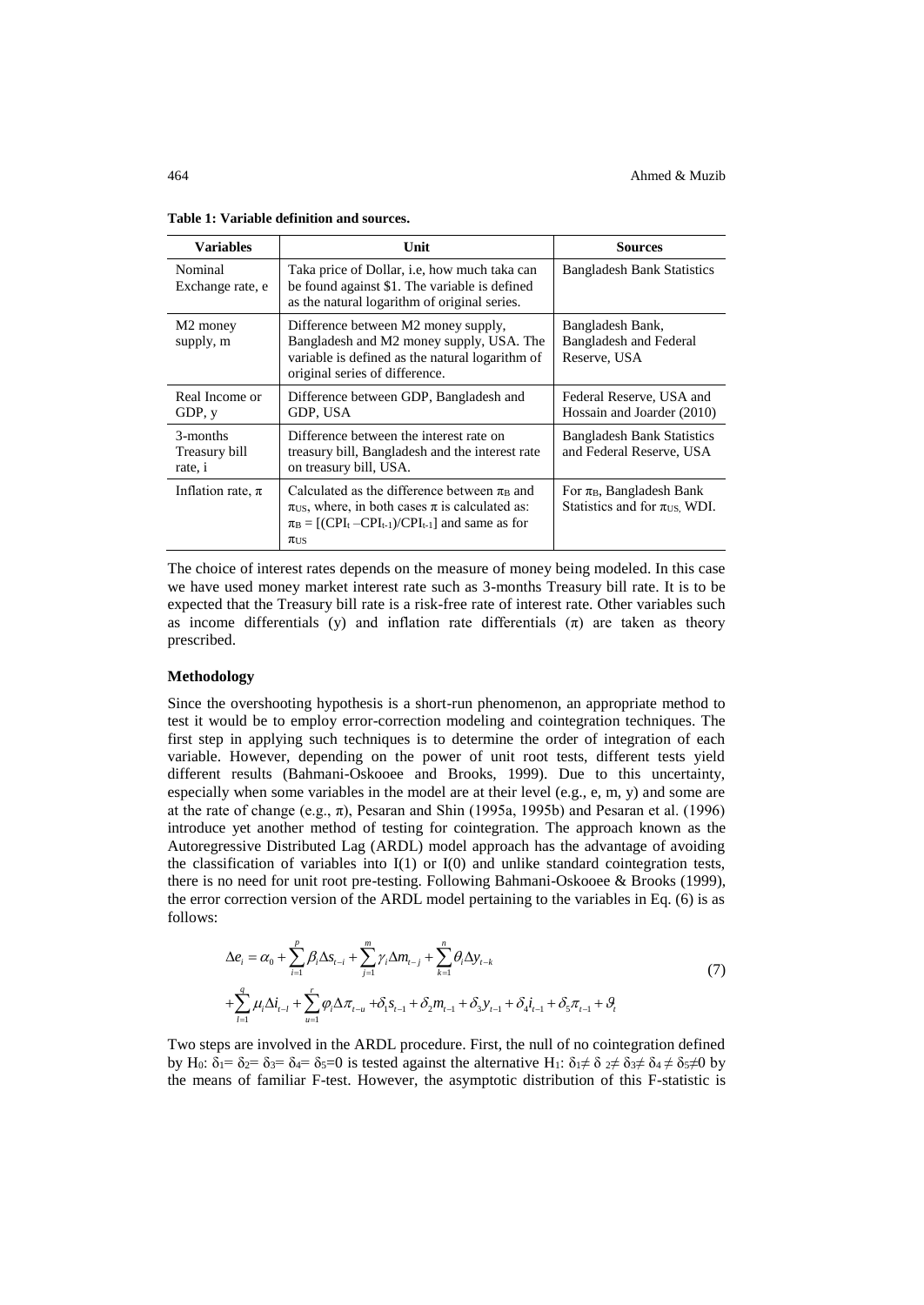**Table 1: Variable definition and sources.**

| Variables | Unit | Sources |
|---|---|---|
| Nominal Exchange rate, e | Taka price of Dollar, i.e, how much taka can be found against $1. The variable is defined as the natural logarithm of original series. | Bangladesh Bank Statistics |
| M2 money supply, m | Difference between M2 money supply, Bangladesh and M2 money supply, USA. The variable is defined as the natural logarithm of original series of difference. | Bangladesh Bank, Bangladesh and Federal Reserve, USA |
| Real Income or GDP, y | Difference between GDP, Bangladesh and GDP, USA | Federal Reserve, USA and Hossain and Joarder (2010) |
| 3-months Treasury bill rate, i | Difference between the interest rate on treasury bill, Bangladesh and the interest rate on treasury bill, USA. | Bangladesh Bank Statistics and Federal Reserve, USA |
| Inflation rate, $\pi$ | Calculated as the difference between $\pi_B$ and $\pi_{US}$, where, in both cases $\pi$ is calculated as: $\pi_B = [(CPI_t - CPI_{t-1})/CPI_{t-1}]$ and same as for $\pi_{US}$ | For $\pi_B$, Bangladesh Bank Statistics and for $\pi_{US}$, WDI. |

The choice of interest rates depends on the measure of money being modeled. In this case we have used money market interest rate such as 3-months Treasury bill rate. It is to be expected that the Treasury bill rate is a risk-free rate of interest rate. Other variables such as income differentials (y) and inflation rate differentials ($\pi$) are taken as theory prescribed.

### Methodology

Since the overshooting hypothesis is a short-run phenomenon, an appropriate method to test it would be to employ error-correction modeling and cointegration techniques. The first step in applying such techniques is to determine the order of integration of each variable. However, depending on the power of unit root tests, different tests yield different results (Bahmani-Oskooee and Brooks, 1999). Due to this uncertainty, especially when some variables in the model are at their level (e.g., e, m, y) and some are at the rate of change (e.g., $\pi$), Pesaran and Shin (1995a, 1995b) and Pesaran et al. (1996) introduce yet another method of testing for cointegration. The approach known as the Autoregressive Distributed Lag (ARDL) model approach has the advantage of avoiding the classification of variables into I(1) or I(0) and unlike standard cointegration tests, there is no need for unit root pre-testing. Following Bahmani-Oskooee & Brooks (1999), the error correction version of the ARDL model pertaining to the variables in Eq. (6) is as follows:

$$\Delta e_t = \alpha_0 + \sum_{i=1}^{p} \beta_i \Delta s_{t-i} + \sum_{j=1}^{m} \gamma_i \Delta m_{t-j} + \sum_{k=1}^{n} \theta_i \Delta y_{t-k} + \sum_{l=1}^{q} \mu_i \Delta i_{t-l} + \sum_{u=1}^{r} \varphi_i \Delta \pi_{t-u} + \delta_1 s_{t-1} + \delta_2 m_{t-1} + \delta_3 y_{t-1} + \delta_4 i_{t-1} + \delta_5 \pi_{t-1} + \vartheta_t \tag{7}$$

Two steps are involved in the ARDL procedure. First, the null of no cointegration defined by $H_0$: $\delta_1 = \delta_2 = \delta_3 = \delta_4 = \delta_5 = 0$ is tested against the alternative $H_1$: $\delta_1 \neq \delta_2 \neq \delta_3 \neq \delta_4 \neq \delta_5 \neq 0$ by the means of familiar F-test. However, the asymptotic distribution of this F-statistic is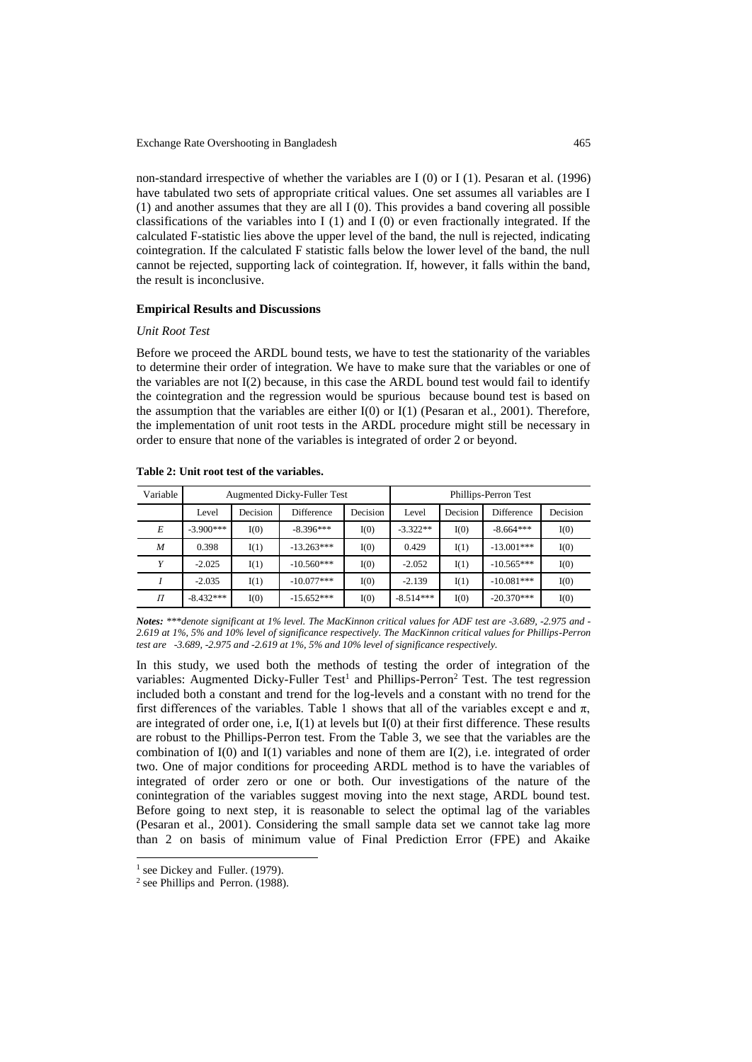non-standard irrespective of whether the variables are I (0) or I (1). Pesaran et al. (1996) have tabulated two sets of appropriate critical values. One set assumes all variables are I (1) and another assumes that they are all I (0). This provides a band covering all possible classifications of the variables into I (1) and I (0) or even fractionally integrated. If the calculated F-statistic lies above the upper level of the band, the null is rejected, indicating cointegration. If the calculated F statistic falls below the lower level of the band, the null cannot be rejected, supporting lack of cointegration. If, however, it falls within the band, the result is inconclusive.

### Empirical Results and Discussions

#### *Unit Root Test*

Before we proceed the ARDL bound tests, we have to test the stationarity of the variables to determine their order of integration. We have to make sure that the variables or one of the variables are not I(2) because, in this case the ARDL bound test would fail to identify the cointegration and the regression would be spurious because bound test is based on the assumption that the variables are either I(0) or I(1) (Pesaran et al., 2001). Therefore, the implementation of unit root tests in the ARDL procedure might still be necessary in order to ensure that none of the variables is integrated of order 2 or beyond.

**Table 2: Unit root test of the variables.**

| Variable | Augmented Dicky-Fuller Test | | | | Phillips-Perron Test | | | |
|---|---|---|---|---|---|---|---|---|
| | Level | Decision | Difference | Decision | Level | Decision | Difference | Decision |
| *E* | -3.900*** | I(0) | -8.396*** | I(0) | -3.322** | I(0) | -8.664*** | I(0) |
| *M* | 0.398 | I(1) | -13.263*** | I(0) | 0.429 | I(1) | -13.001*** | I(0) |
| *Y* | -2.025 | I(1) | -10.560*** | I(0) | -2.052 | I(1) | -10.565*** | I(0) |
| *I* | -2.035 | I(1) | -10.077*** | I(0) | -2.139 | I(1) | -10.081*** | I(0) |
| *Π* | -8.432*** | I(0) | -15.652*** | I(0) | -8.514*** | I(0) | -20.370*** | I(0) |

***Notes:*** *\*\*\*denote significant at 1% level. The MacKinnon critical values for ADF test are -3.689, -2.975 and -2.619 at 1%, 5% and 10% level of significance respectively. The MacKinnon critical values for Phillips-Perron test are -3.689, -2.975 and -2.619 at 1%, 5% and 10% level of significance respectively.*

In this study, we used both the methods of testing the order of integration of the variables: Augmented Dicky-Fuller Test[1] and Phillips-Perron[2] Test. The test regression included both a constant and trend for the log-levels and a constant with no trend for the first differences of the variables. Table 1 shows that all of the variables except e and π, are integrated of order one, i.e, I(1) at levels but I(0) at their first difference. These results are robust to the Phillips-Perron test. From the Table 3, we see that the variables are the combination of I(0) and I(1) variables and none of them are I(2), i.e. integrated of order two. One of major conditions for proceeding ARDL method is to have the variables of integrated of order zero or one or both. Our investigations of the nature of the cointegration of the variables suggest moving into the next stage, ARDL bound test. Before going to next step, it is reasonable to select the optimal lag of the variables (Pesaran et al., 2001). Considering the small sample data set we cannot take lag more than 2 on basis of minimum value of Final Prediction Error (FPE) and Akaike

[1] see Dickey and Fuller. (1979).

[2] see Phillips and Perron. (1988).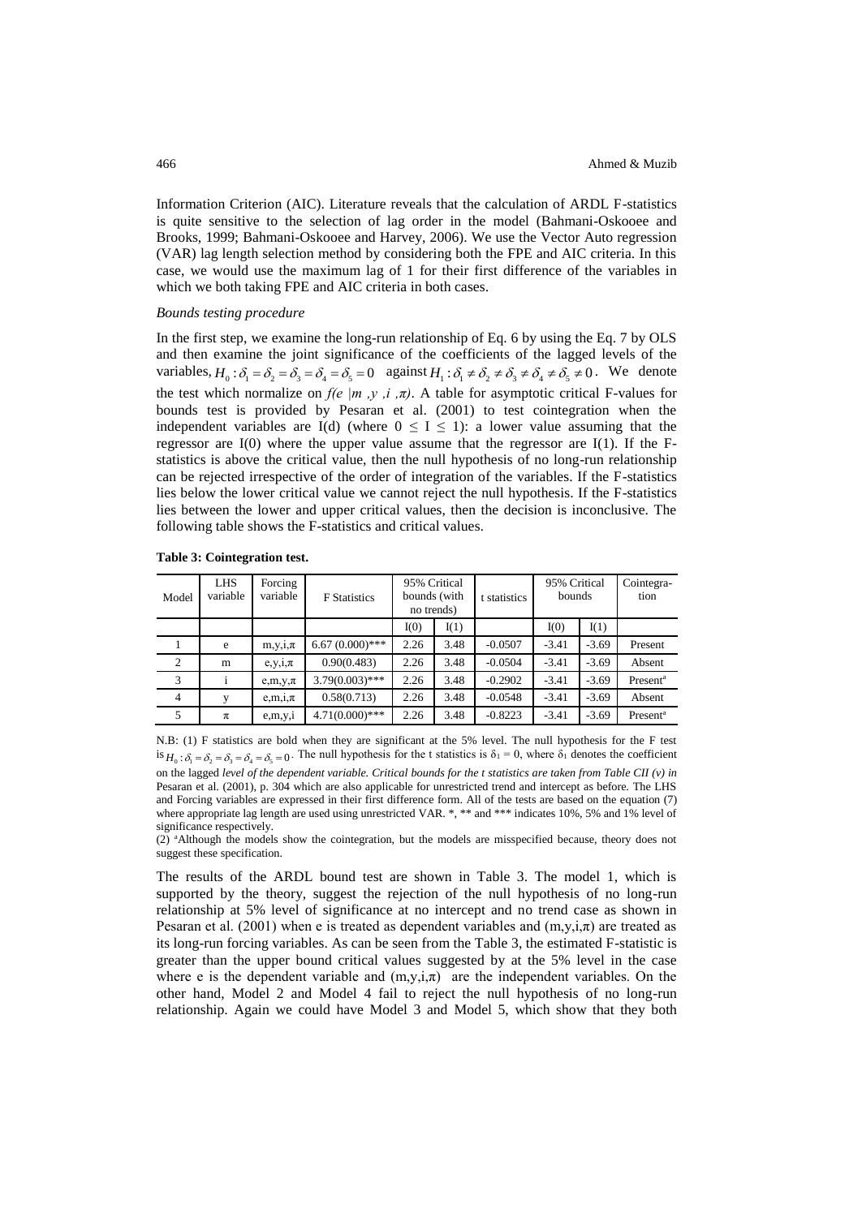Information Criterion (AIC). Literature reveals that the calculation of ARDL F-statistics is quite sensitive to the selection of lag order in the model (Bahmani-Oskooee and Brooks, 1999; Bahmani-Oskooee and Harvey, 2006). We use the Vector Auto regression (VAR) lag length selection method by considering both the FPE and AIC criteria. In this case, we would use the maximum lag of 1 for their first difference of the variables in which we both taking FPE and AIC criteria in both cases.

*Bounds testing procedure*

In the first step, we examine the long-run relationship of Eq. 6 by using the Eq. 7 by OLS and then examine the joint significance of the coefficients of the lagged levels of the variables, $H_0: \delta_1 = \delta_2 = \delta_3 = \delta_4 = \delta_5 = 0$ against $H_1: \delta_1 \neq \delta_2 \neq \delta_3 \neq \delta_4 \neq \delta_5 \neq 0$. We denote the test which normalize on $f(e \mid m, y, i, \pi)$. A table for asymptotic critical F-values for bounds test is provided by Pesaran et al. (2001) to test cointegration when the independent variables are I(d) (where $0 \leq I \leq 1$): a lower value assuming that the regressor are I(0) where the upper value assume that the regressor are I(1). If the F-statistics is above the critical value, then the null hypothesis of no long-run relationship can be rejected irrespective of the order of integration of the variables. If the F-statistics lies below the lower critical value we cannot reject the null hypothesis. If the F-statistics lies between the lower and upper critical values, then the decision is inconclusive. The following table shows the F-statistics and critical values.

**Table 3: Cointegration test.**

| Model | LHS variable | Forcing variable | F Statistics | 95% Critical bounds (with no trends) | | t statistics | 95% Critical bounds | | Cointegration |
|---|---|---|---|---|---|---|---|---|---|
| | | | | I(0) | I(1) | | I(0) | I(1) | |
| 1 | e | m,y,i,$\pi$ | 6.67 (0.000)*** | 2.26 | 3.48 | -0.0507 | -3.41 | -3.69 | Present |
| 2 | m | e,y,i,$\pi$ | 0.90(0.483) | 2.26 | 3.48 | -0.0504 | -3.41 | -3.69 | Absent |
| 3 | i | e,m,y,$\pi$ | 3.79(0.003)*** | 2.26 | 3.48 | -0.2902 | -3.41 | -3.69 | Present[a] |
| 4 | y | e,m,i,$\pi$ | 0.58(0.713) | 2.26 | 3.48 | -0.0548 | -3.41 | -3.69 | Absent |
| 5 | $\pi$ | e,m,y,i | 4.71(0.000)*** | 2.26 | 3.48 | -0.8223 | -3.41 | -3.69 | Present[a] |

N.B: (1) F statistics are bold when they are significant at the 5% level. The null hypothesis for the F test is $H_0: \delta_1 = \delta_2 = \delta_3 = \delta_4 = \delta_5 = 0$. The null hypothesis for the t statistics is $\delta_1 = 0$, where $\delta_1$ denotes the coefficient on the lagged *level of the dependent variable. Critical bounds for the t statistics are taken from Table CII (v) in* Pesaran et al. (2001), p. 304 which are also applicable for unrestricted trend and intercept as before. The LHS and Forcing variables are expressed in their first difference form. All of the tests are based on the equation (7) where appropriate lag length are used using unrestricted VAR. *, ** and *** indicates 10%, 5% and 1% level of significance respectively.

(2) [a]Although the models show the cointegration, but the models are misspecified because, theory does not suggest these specification.

The results of the ARDL bound test are shown in Table 3. The model 1, which is supported by the theory, suggest the rejection of the null hypothesis of no long-run relationship at 5% level of significance at no intercept and no trend case as shown in Pesaran et al. (2001) when e is treated as dependent variables and (m,y,i,$\pi$) are treated as its long-run forcing variables. As can be seen from the Table 3, the estimated F-statistic is greater than the upper bound critical values suggested by at the 5% level in the case where e is the dependent variable and (m,y,i,$\pi$) are the independent variables. On the other hand, Model 2 and Model 4 fail to reject the null hypothesis of no long-run relationship. Again we could have Model 3 and Model 5, which show that they both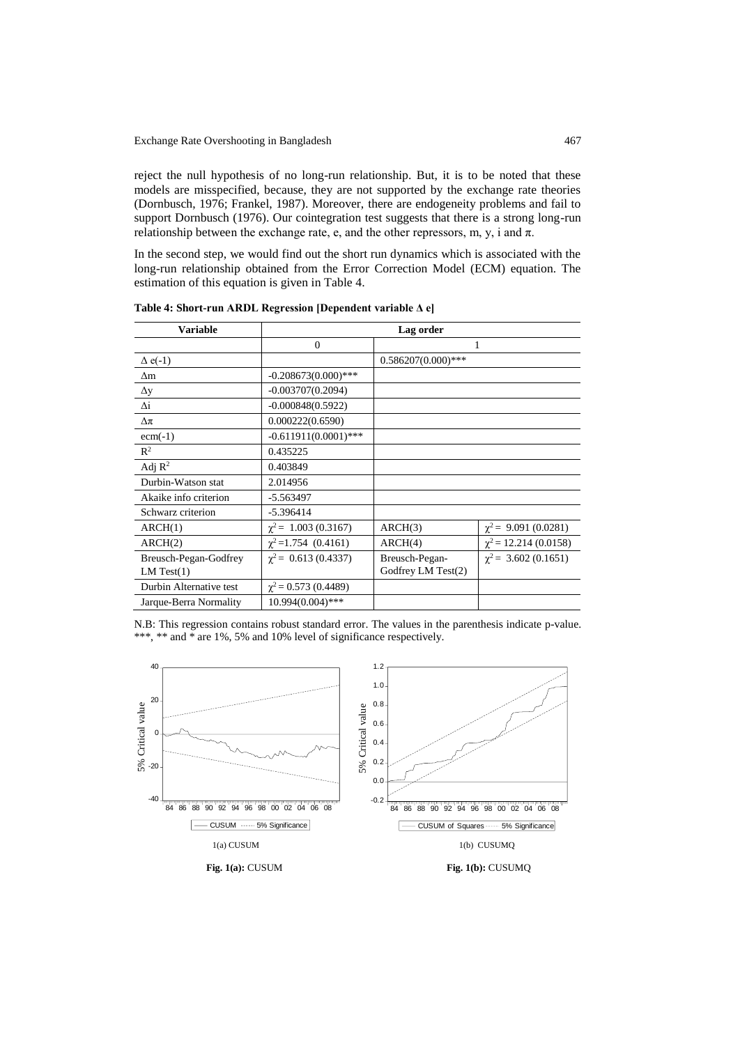reject the null hypothesis of no long-run relationship. But, it is to be noted that these models are misspecified, because, they are not supported by the exchange rate theories (Dornbusch, 1976; Frankel, 1987). Moreover, there are endogeneity problems and fail to support Dornbusch (1976). Our cointegration test suggests that there is a strong long-run relationship between the exchange rate, e, and the other repressors, m, y, i and π.

In the second step, we would find out the short run dynamics which is associated with the long-run relationship obtained from the Error Correction Model (ECM) equation. The estimation of this equation is given in Table 4.

**Table 4: Short-run ARDL Regression [Dependent variable Δ e]**

| Variable | Lag order | | |
|---|---|---|---|
| | 0 | 1 | |
| Δ e(-1) | | 0.586207(0.000)*** | |
| Δm | -0.208673(0.000)*** | | |
| Δy | -0.003707(0.2094) | | |
| Δi | -0.000848(0.5922) | | |
| Δπ | 0.000222(0.6590) | | |
| ecm(-1) | -0.611911(0.0001)*** | | |
| $R^2$ | 0.435225 | | |
| Adj $R^2$ | 0.403849 | | |
| Durbin-Watson stat | 2.014956 | | |
| Akaike info criterion | -5.563497 | | |
| Schwarz criterion | -5.396414 | | |
| ARCH(1) | $\chi^2$ = 1.003 (0.3167) | ARCH(3) | $\chi^2$ = 9.091 (0.0281) |
| ARCH(2) | $\chi^2$ =1.754 (0.4161) | ARCH(4) | $\chi^2$ = 12.214 (0.0158) |
| Breusch-Pegan-Godfrey LM Test(1) | $\chi^2$ = 0.613 (0.4337) | Breusch-Pegan-Godfrey LM Test(2) | $\chi^2$ = 3.602 (0.1651) |
| Durbin Alternative test | $\chi^2$ = 0.573 (0.4489) | | |
| Jarque-Berra Normality | 10.994(0.004)*** | | |

N.B: This regression contains robust standard error. The values in the parenthesis indicate p-value. ***, ** and * are 1%, 5% and 10% level of significance respectively.

40
20
0
-20
-40
5% Critical value
84 86 88 90 92 94 96 98 00 02 04 06 08
CUSUM 5% Significance

1(a) CUSUM

**Fig. 1(a):** CUSUM

1.2
1.0
0.8
0.6
0.4
0.2
0.0
-0.2
5% Critical value
84 86 88 90 92 94 96 98 00 02 04 06 08
CUSUM of Squares 5% Significance

1(b) CUSUMQ

**Fig. 1(b):** CUSUMQ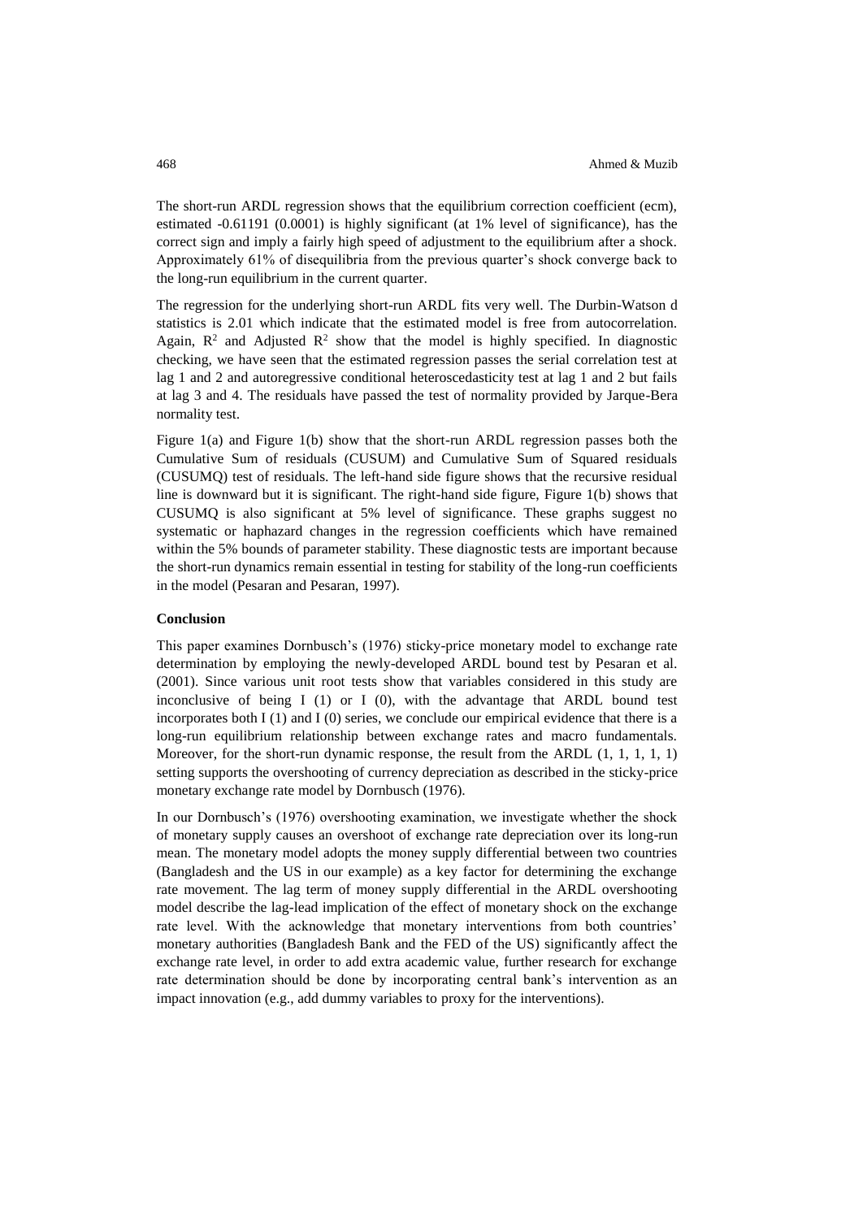The short-run ARDL regression shows that the equilibrium correction coefficient (ecm), estimated -0.61191 (0.0001) is highly significant (at 1% level of significance), has the correct sign and imply a fairly high speed of adjustment to the equilibrium after a shock. Approximately 61% of disequilibria from the previous quarter's shock converge back to the long-run equilibrium in the current quarter.

The regression for the underlying short-run ARDL fits very well. The Durbin-Watson d statistics is 2.01 which indicate that the estimated model is free from autocorrelation. Again, $R^2$ and Adjusted $R^2$ show that the model is highly specified. In diagnostic checking, we have seen that the estimated regression passes the serial correlation test at lag 1 and 2 and autoregressive conditional heteroscedasticity test at lag 1 and 2 but fails at lag 3 and 4. The residuals have passed the test of normality provided by Jarque-Bera normality test.

Figure 1(a) and Figure 1(b) show that the short-run ARDL regression passes both the Cumulative Sum of residuals (CUSUM) and Cumulative Sum of Squared residuals (CUSUMQ) test of residuals. The left-hand side figure shows that the recursive residual line is downward but it is significant. The right-hand side figure, Figure 1(b) shows that CUSUMQ is also significant at 5% level of significance. These graphs suggest no systematic or haphazard changes in the regression coefficients which have remained within the 5% bounds of parameter stability. These diagnostic tests are important because the short-run dynamics remain essential in testing for stability of the long-run coefficients in the model (Pesaran and Pesaran, 1997).

## Conclusion

This paper examines Dornbusch's (1976) sticky-price monetary model to exchange rate determination by employing the newly-developed ARDL bound test by Pesaran et al. (2001). Since various unit root tests show that variables considered in this study are inconclusive of being I (1) or I (0), with the advantage that ARDL bound test incorporates both I (1) and I (0) series, we conclude our empirical evidence that there is a long-run equilibrium relationship between exchange rates and macro fundamentals. Moreover, for the short-run dynamic response, the result from the ARDL (1, 1, 1, 1, 1) setting supports the overshooting of currency depreciation as described in the sticky-price monetary exchange rate model by Dornbusch (1976).

In our Dornbusch's (1976) overshooting examination, we investigate whether the shock of monetary supply causes an overshoot of exchange rate depreciation over its long-run mean. The monetary model adopts the money supply differential between two countries (Bangladesh and the US in our example) as a key factor for determining the exchange rate movement. The lag term of money supply differential in the ARDL overshooting model describe the lag-lead implication of the effect of monetary shock on the exchange rate level. With the acknowledge that monetary interventions from both countries' monetary authorities (Bangladesh Bank and the FED of the US) significantly affect the exchange rate level, in order to add extra academic value, further research for exchange rate determination should be done by incorporating central bank's intervention as an impact innovation (e.g., add dummy variables to proxy for the interventions).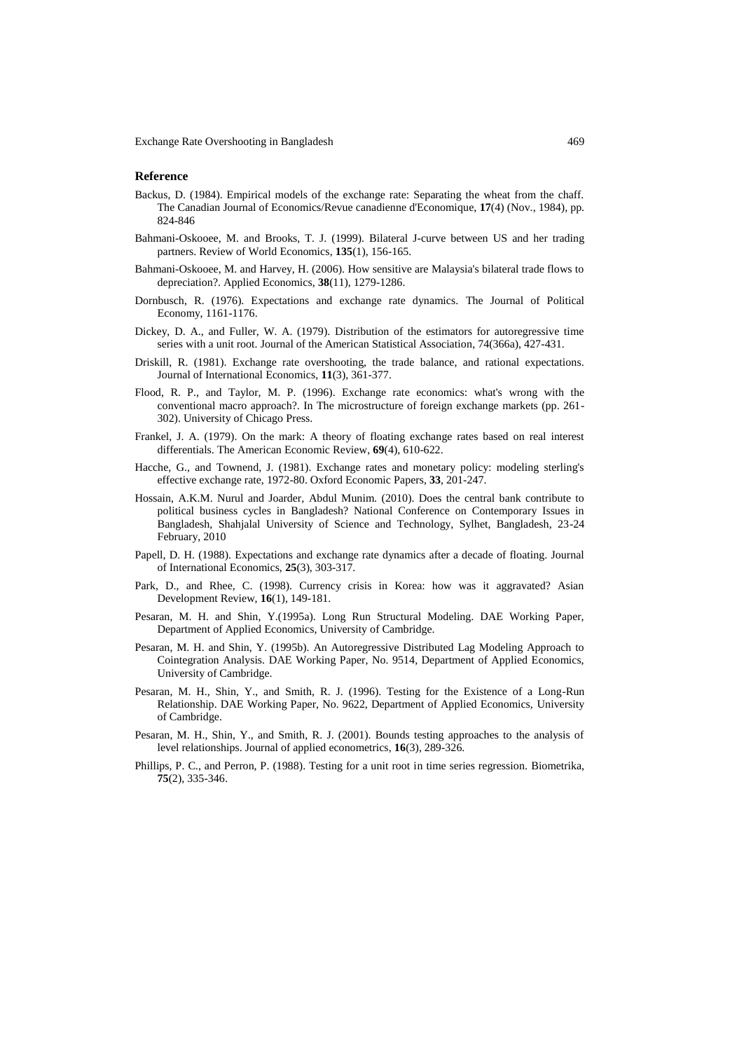## Reference

Backus, D. (1984). Empirical models of the exchange rate: Separating the wheat from the chaff. The Canadian Journal of Economics/Revue canadienne d'Economique, **17**(4) (Nov., 1984), pp. 824-846

Bahmani-Oskooee, M. and Brooks, T. J. (1999). Bilateral J-curve between US and her trading partners. Review of World Economics, **135**(1), 156-165.

Bahmani-Oskooee, M. and Harvey, H. (2006). How sensitive are Malaysia's bilateral trade flows to depreciation?. Applied Economics, **38**(11), 1279-1286.

Dornbusch, R. (1976). Expectations and exchange rate dynamics. The Journal of Political Economy, 1161-1176.

Dickey, D. A., and Fuller, W. A. (1979). Distribution of the estimators for autoregressive time series with a unit root. Journal of the American Statistical Association, 74(366a), 427-431.

Driskill, R. (1981). Exchange rate overshooting, the trade balance, and rational expectations. Journal of International Economics, **11**(3), 361-377.

Flood, R. P., and Taylor, M. P. (1996). Exchange rate economics: what's wrong with the conventional macro approach?. In The microstructure of foreign exchange markets (pp. 261-302). University of Chicago Press.

Frankel, J. A. (1979). On the mark: A theory of floating exchange rates based on real interest differentials. The American Economic Review, **69**(4), 610-622.

Hacche, G., and Townend, J. (1981). Exchange rates and monetary policy: modeling sterling's effective exchange rate, 1972-80. Oxford Economic Papers, **33**, 201-247.

Hossain, A.K.M. Nurul and Joarder, Abdul Munim. (2010). Does the central bank contribute to political business cycles in Bangladesh? National Conference on Contemporary Issues in Bangladesh, Shahjalal University of Science and Technology, Sylhet, Bangladesh, 23-24 February, 2010

Papell, D. H. (1988). Expectations and exchange rate dynamics after a decade of floating. Journal of International Economics, **25**(3), 303-317.

Park, D., and Rhee, C. (1998). Currency crisis in Korea: how was it aggravated? Asian Development Review, **16**(1), 149-181.

Pesaran, M. H. and Shin, Y.(1995a). Long Run Structural Modeling. DAE Working Paper, Department of Applied Economics, University of Cambridge.

Pesaran, M. H. and Shin, Y. (1995b). An Autoregressive Distributed Lag Modeling Approach to Cointegration Analysis. DAE Working Paper, No. 9514, Department of Applied Economics, University of Cambridge.

Pesaran, M. H., Shin, Y., and Smith, R. J. (1996). Testing for the Existence of a Long-Run Relationship. DAE Working Paper, No. 9622, Department of Applied Economics, University of Cambridge.

Pesaran, M. H., Shin, Y., and Smith, R. J. (2001). Bounds testing approaches to the analysis of level relationships. Journal of applied econometrics, **16**(3), 289-326.

Phillips, P. C., and Perron, P. (1988). Testing for a unit root in time series regression. Biometrika, **75**(2), 335-346.